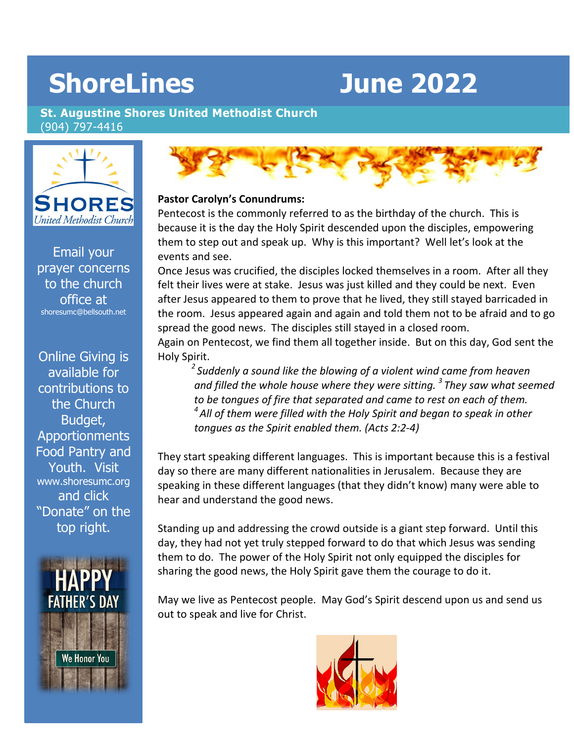# ShoreLines June 2022

**St. Augustine Shores United Methodist Church**
(904) 797-4416

Email your prayer concerns to the church office at shoresumc@bellsouth.net

Online Giving is available for contributions to the Church Budget, Apportionments Food Pantry and Youth. Visit www.shoresumc.org and click "Donate" on the top right.

HAPPY FATHER'S DAY

We Honor You

**Pastor Carolyn's Conundrums:**

Pentecost is the commonly referred to as the birthday of the church. This is because it is the day the Holy Spirit descended upon the disciples, empowering them to step out and speak up. Why is this important? Well let's look at the events and see.

Once Jesus was crucified, the disciples locked themselves in a room. After all they felt their lives were at stake. Jesus was just killed and they could be next. Even after Jesus appeared to them to prove that he lived, they still stayed barricaded in the room. Jesus appeared again and again and told them not to be afraid and to go spread the good news. The disciples still stayed in a closed room.

Again on Pentecost, we find them all together inside. But on this day, God sent the Holy Spirit.

> *[2] Suddenly a sound like the blowing of a violent wind came from heaven and filled the whole house where they were sitting. [3] They saw what seemed to be tongues of fire that separated and came to rest on each of them. [4] All of them were filled with the Holy Spirit and began to speak in other tongues as the Spirit enabled them. (Acts 2:2-4)*

They start speaking different languages. This is important because this is a festival day so there are many different nationalities in Jerusalem. Because they are speaking in these different languages (that they didn't know) many were able to hear and understand the good news.

Standing up and addressing the crowd outside is a giant step forward. Until this day, they had not yet truly stepped forward to do that which Jesus was sending them to do. The power of the Holy Spirit not only equipped the disciples for sharing the good news, the Holy Spirit gave them the courage to do it.

May we live as Pentecost people. May God's Spirit descend upon us and send us out to speak and live for Christ.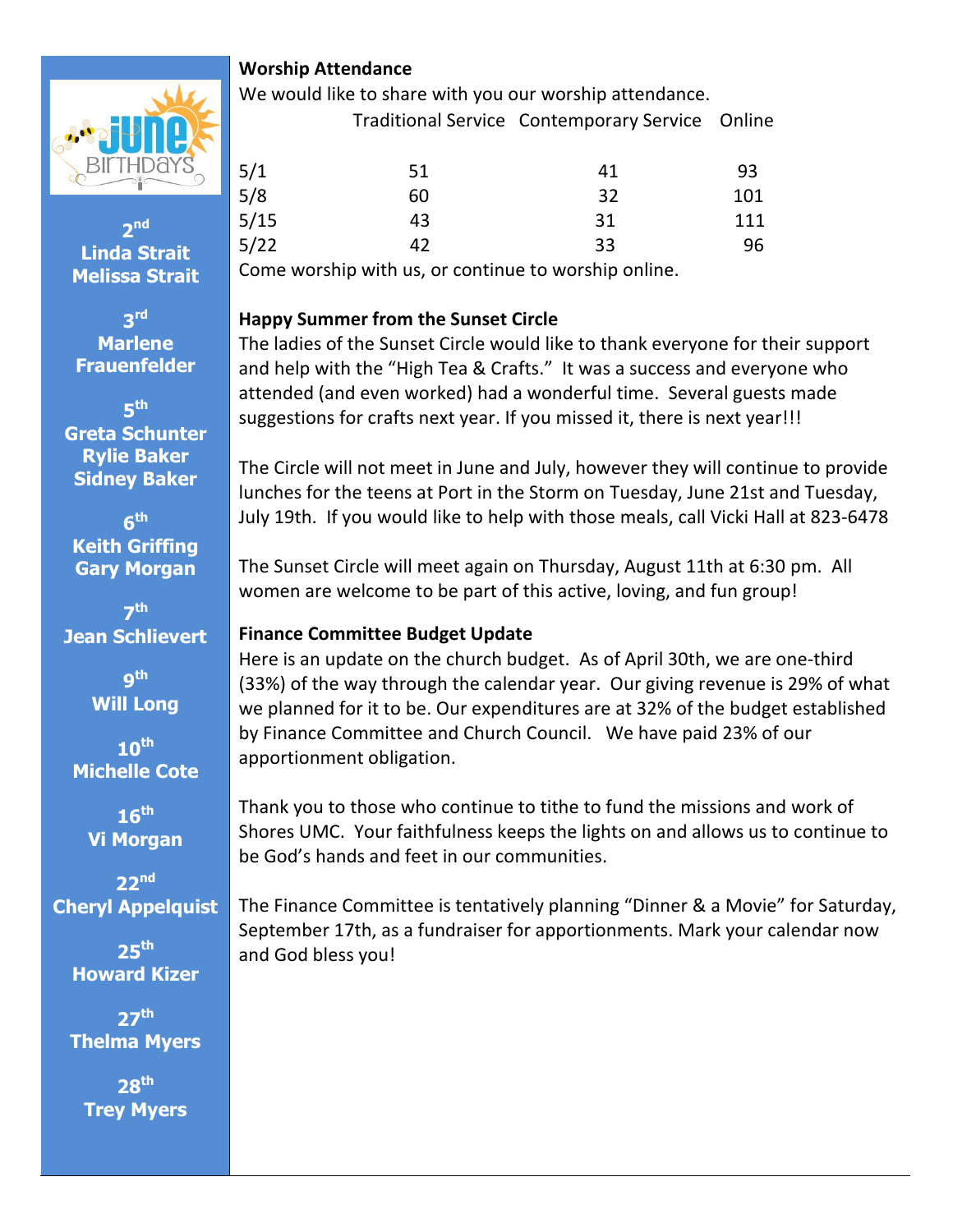## June Birthdays

**2nd**
**Linda Strait**
**Melissa Strait**

**3rd**
**Marlene Frauenfelder**

**5th**
**Greta Schunter**
**Rylie Baker**
**Sidney Baker**

**6th**
**Keith Griffing**
**Gary Morgan**

**7th**
**Jean Schlievert**

**9th**
**Will Long**

**10th**
**Michelle Cote**

**16th**
**Vi Morgan**

**22nd**
**Cheryl Appelquist**

**25th**
**Howard Kizer**

**27th**
**Thelma Myers**

**28th**
**Trey Myers**

**Worship Attendance**

We would like to share with you our worship attendance.

| | Traditional Service | Contemporary Service | Online |
|---|---|---|---|
| 5/1 | 51 | 41 | 93 |
| 5/8 | 60 | 32 | 101 |
| 5/15 | 43 | 31 | 111 |
| 5/22 | 42 | 33 | 96 |

Come worship with us, or continue to worship online.

**Happy Summer from the Sunset Circle**

The ladies of the Sunset Circle would like to thank everyone for their support and help with the "High Tea & Crafts." It was a success and everyone who attended (and even worked) had a wonderful time. Several guests made suggestions for crafts next year. If you missed it, there is next year!!!

The Circle will not meet in June and July, however they will continue to provide lunches for the teens at Port in the Storm on Tuesday, June 21st and Tuesday, July 19th. If you would like to help with those meals, call Vicki Hall at 823-6478

The Sunset Circle will meet again on Thursday, August 11th at 6:30 pm. All women are welcome to be part of this active, loving, and fun group!

**Finance Committee Budget Update**

Here is an update on the church budget. As of April 30th, we are one-third (33%) of the way through the calendar year. Our giving revenue is 29% of what we planned for it to be. Our expenditures are at 32% of the budget established by Finance Committee and Church Council. We have paid 23% of our apportionment obligation.

Thank you to those who continue to tithe to fund the missions and work of Shores UMC. Your faithfulness keeps the lights on and allows us to continue to be God's hands and feet in our communities.

The Finance Committee is tentatively planning "Dinner & a Movie" for Saturday, September 17th, as a fundraiser for apportionments. Mark your calendar now and God bless you!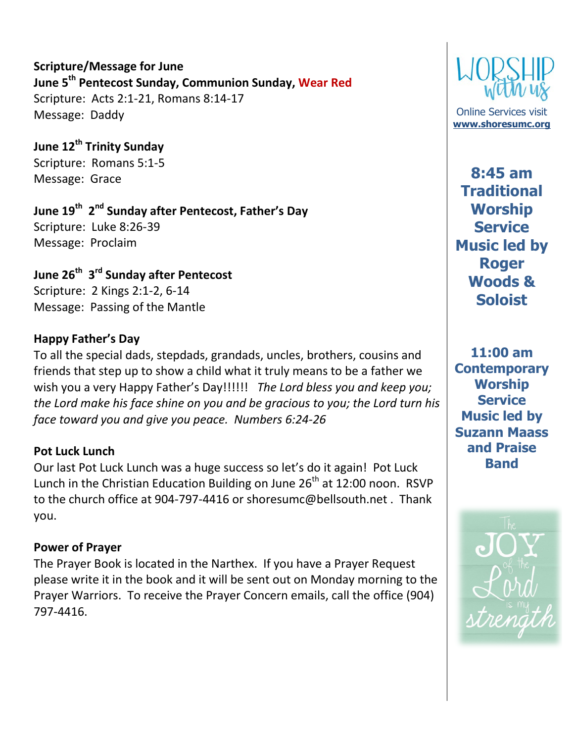**Scripture/Message for June**

**June 5th Pentecost Sunday, Communion Sunday, Wear Red**
Scripture: Acts 2:1-21, Romans 8:14-17
Message: Daddy

**June 12th Trinity Sunday**
Scripture: Romans 5:1-5
Message: Grace

**June 19th 2nd Sunday after Pentecost, Father's Day**
Scripture: Luke 8:26-39
Message: Proclaim

**June 26th 3rd Sunday after Pentecost**
Scripture: 2 Kings 2:1-2, 6-14
Message: Passing of the Mantle

**Happy Father's Day**

To all the special dads, stepdads, grandads, uncles, brothers, cousins and friends that step up to show a child what it truly means to be a father we wish you a very Happy Father's Day!!!!!! *The Lord bless you and keep you; the Lord make his face shine on you and be gracious to you; the Lord turn his face toward you and give you peace. Numbers 6:24-26*

**Pot Luck Lunch**

Our last Pot Luck Lunch was a huge success so let's do it again! Pot Luck Lunch in the Christian Education Building on June 26th at 12:00 noon. RSVP to the church office at 904-797-4416 or shoresumc@bellsouth.net . Thank you.

**Power of Prayer**

The Prayer Book is located in the Narthex. If you have a Prayer Request please write it in the book and it will be sent out on Monday morning to the Prayer Warriors. To receive the Prayer Concern emails, call the office (904) 797-4416.

WORSHIP with us

Online Services visit **www.shoresumc.org**

**8:45 am Traditional Worship Service Music led by Roger Woods & Soloist**

**11:00 am Contemporary Worship Service Music led by Suzann Maass and Praise Band**

The JOY of the Lord is my strength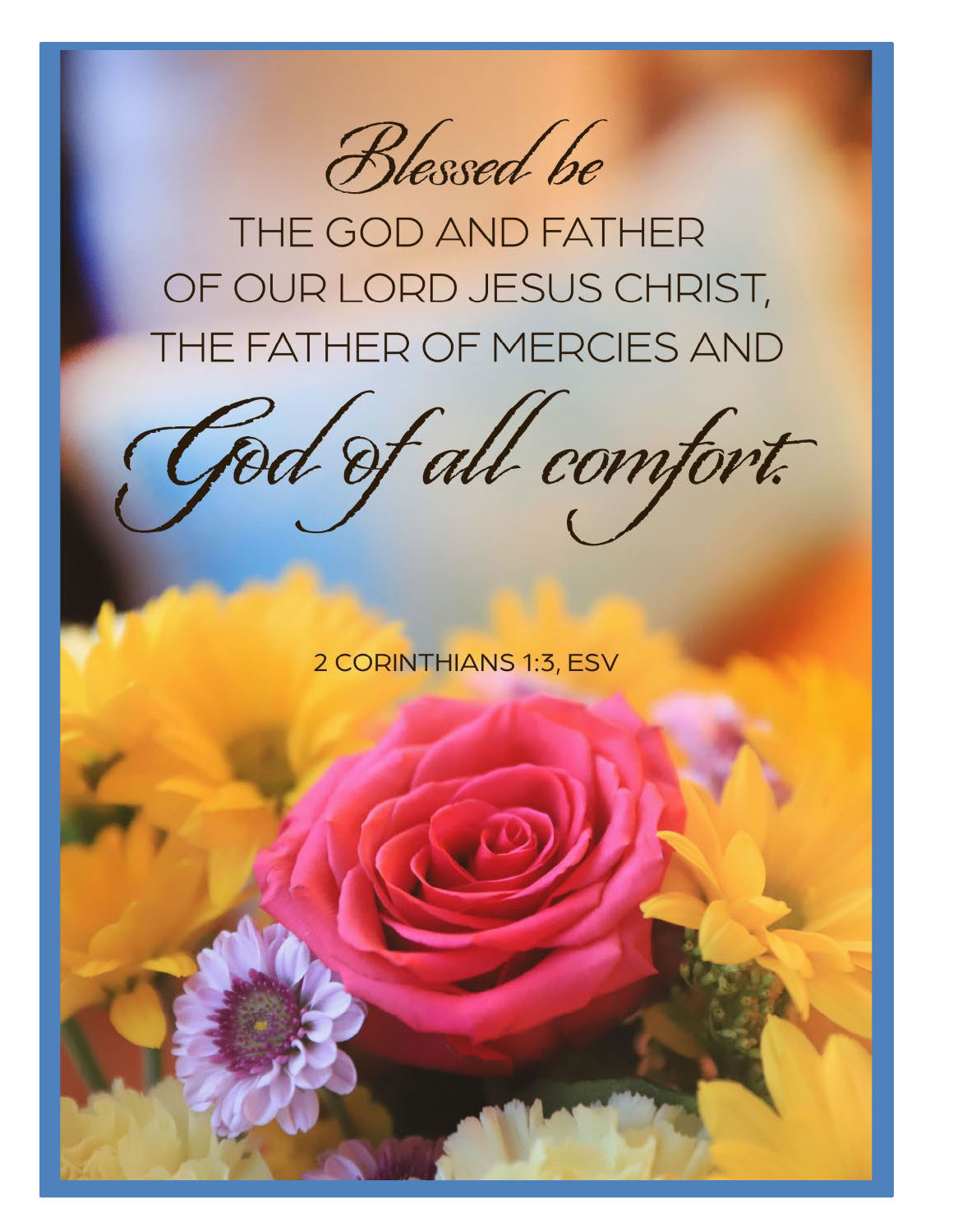*Blessed be*

THE GOD AND FATHER
OF OUR LORD JESUS CHRIST,
THE FATHER OF MERCIES AND

*God of all comfort.*

2 CORINTHIANS 1:3, ESV